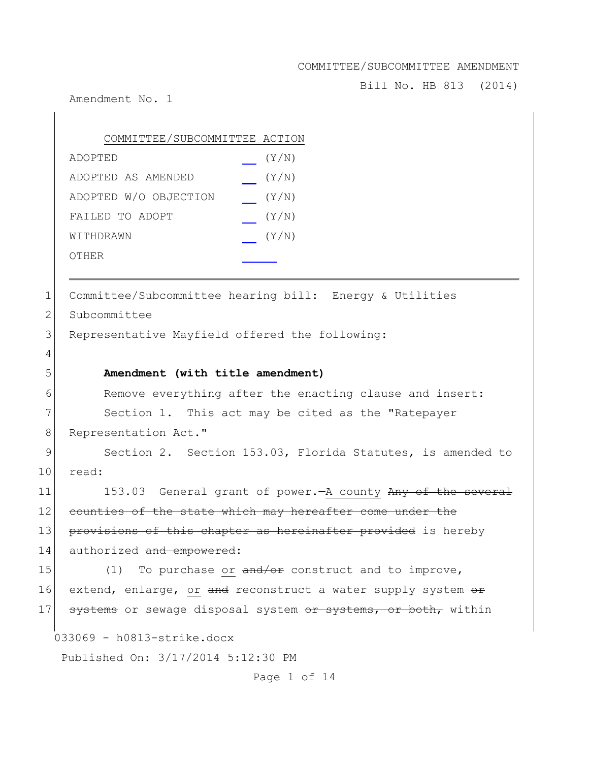COMMITTEE/SUBCOMMITTEE AMENDMENT

Bill No. HB 813 (2014)

Amendment No. 1

COMMITTEE/SUBCOMMITTEE ACTION

| | | |
|---|---|---|
| ADOPTED | ___ | (Y/N) |
| ADOPTED AS AMENDED | ___ | (Y/N) |
| ADOPTED W/O OBJECTION | ___ | (Y/N) |
| FAILED TO ADOPT | ___ | (Y/N) |
| WITHDRAWN | ___ | (Y/N) |
| OTHER | ______ | |

---

1 Committee/Subcommittee hearing bill: Energy & Utilities
2 Subcommittee
3 Representative Mayfield offered the following:
4
5 **Amendment (with title amendment)**
6 Remove everything after the enacting clause and insert:
7 Section 1. This act may be cited as the "Ratepayer
8 Representation Act."
9 Section 2. Section 153.03, Florida Statutes, is amended to
10 read:
11 153.03 General grant of power.—<u>A county</u> ~~Any of the several~~
12 ~~counties of the state which may hereafter come under the~~
13 ~~provisions of this chapter as hereinafter provided~~ is hereby
14 authorized ~~and empowered~~:
15 (1) To purchase <u>or</u> ~~and/or~~ construct and to improve,
16 extend, enlarge, <u>or</u> ~~and~~ reconstruct a water supply system ~~or~~
17 ~~systems~~ or sewage disposal system ~~or systems, or both,~~ within

033069 - h0813-strike.docx

Published On: 3/17/2014 5:12:30 PM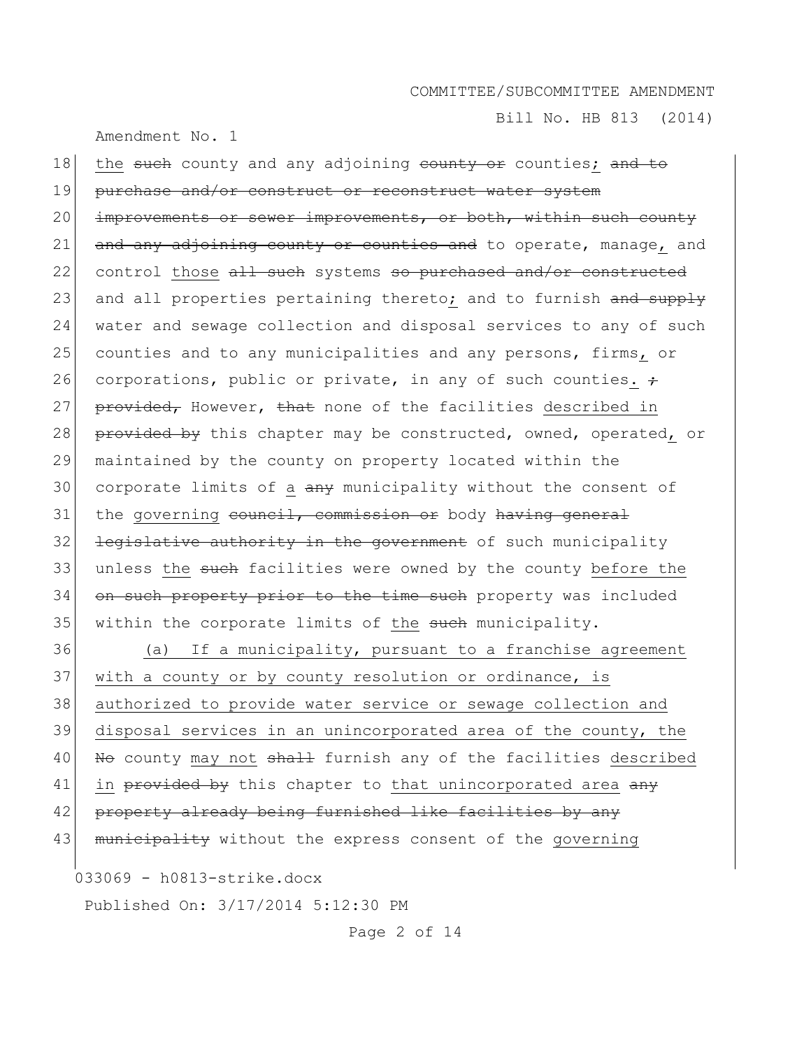the ~~such~~ county and any adjoining ~~county or~~ counties; ~~and to purchase and/or construct or reconstruct water system improvements or sewer improvements, or both, within such county and any adjoining county or counties and~~ to operate, manage, and control those ~~all such~~ systems ~~so purchased and/or constructed~~ and all properties pertaining thereto; and to furnish ~~and supply~~ water and sewage collection and disposal services to any of such counties and to any municipalities and any persons, firms, or corporations, public or private, in any of such counties. ~~; provided,~~ However, ~~that~~ none of the facilities described in ~~provided by~~ this chapter may be constructed, owned, operated, or maintained by the county on property located within the corporate limits of a ~~any~~ municipality without the consent of the governing ~~council, commission or~~ body ~~having general legislative authority in the government~~ of such municipality unless the ~~such~~ facilities were owned by the county before the ~~on such property prior to the time such~~ property was included within the corporate limits of the ~~such~~ municipality.

(a) If a municipality, pursuant to a franchise agreement with a county or by county resolution or ordinance, is authorized to provide water service or sewage collection and disposal services in an unincorporated area of the county, the ~~No~~ county may not ~~shall~~ furnish any of the facilities described in ~~provided by~~ this chapter to that unincorporated area ~~any property already being furnished like facilities by any municipality~~ without the express consent of the governing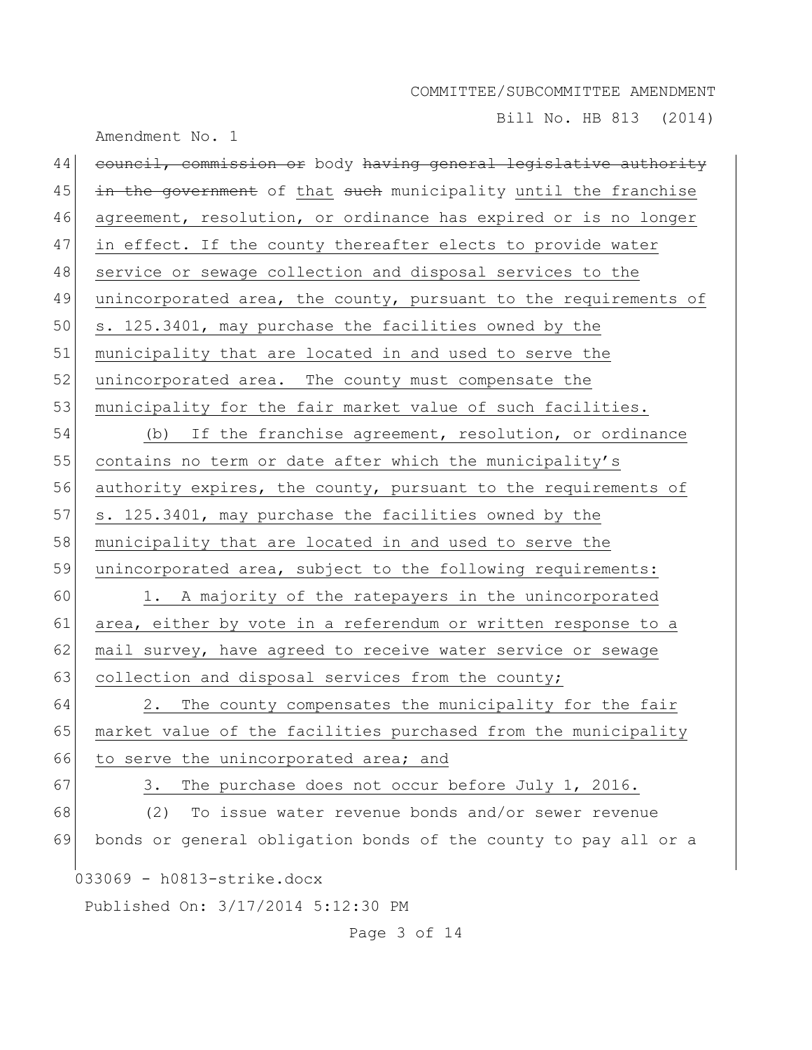council, commission or body having general legislative authority in the government of that such municipality until the franchise agreement, resolution, or ordinance has expired or is no longer in effect. If the county thereafter elects to provide water service or sewage collection and disposal services to the unincorporated area, the county, pursuant to the requirements of s. 125.3401, may purchase the facilities owned by the municipality that are located in and used to serve the unincorporated area. The county must compensate the municipality for the fair market value of such facilities.

(b) If the franchise agreement, resolution, or ordinance contains no term or date after which the municipality's authority expires, the county, pursuant to the requirements of s. 125.3401, may purchase the facilities owned by the municipality that are located in and used to serve the unincorporated area, subject to the following requirements:

1. A majority of the ratepayers in the unincorporated area, either by vote in a referendum or written response to a mail survey, have agreed to receive water service or sewage collection and disposal services from the county;

2. The county compensates the municipality for the fair market value of the facilities purchased from the municipality to serve the unincorporated area; and

3. The purchase does not occur before July 1, 2016.

(2) To issue water revenue bonds and/or sewer revenue bonds or general obligation bonds of the county to pay all or a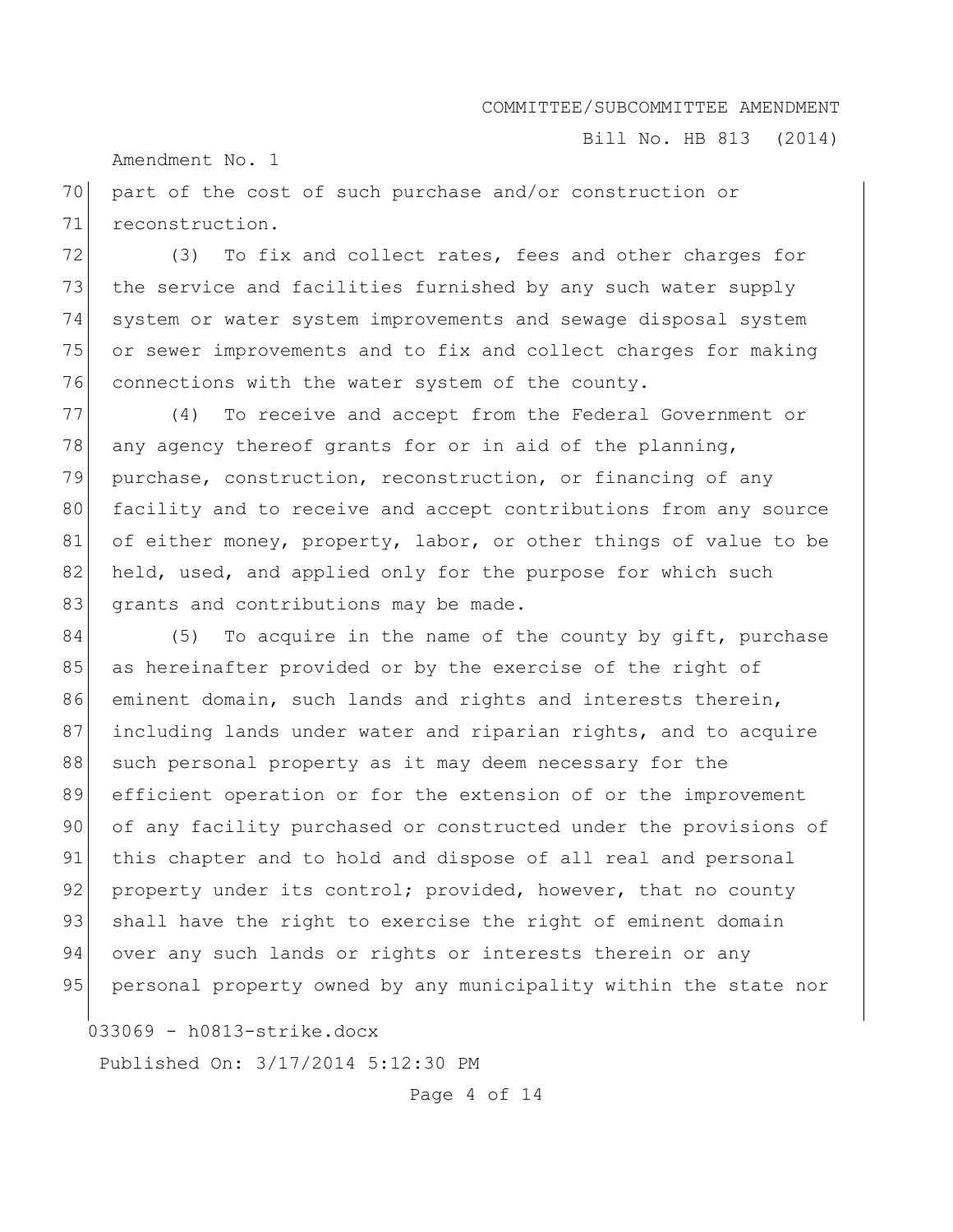part of the cost of such purchase and/or construction or reconstruction.

(3) To fix and collect rates, fees and other charges for the service and facilities furnished by any such water supply system or water system improvements and sewage disposal system or sewer improvements and to fix and collect charges for making connections with the water system of the county.

(4) To receive and accept from the Federal Government or any agency thereof grants for or in aid of the planning, purchase, construction, reconstruction, or financing of any facility and to receive and accept contributions from any source of either money, property, labor, or other things of value to be held, used, and applied only for the purpose for which such grants and contributions may be made.

(5) To acquire in the name of the county by gift, purchase as hereinafter provided or by the exercise of the right of eminent domain, such lands and rights and interests therein, including lands under water and riparian rights, and to acquire such personal property as it may deem necessary for the efficient operation or for the extension of or the improvement of any facility purchased or constructed under the provisions of this chapter and to hold and dispose of all real and personal property under its control; provided, however, that no county shall have the right to exercise the right of eminent domain over any such lands or rights or interests therein or any personal property owned by any municipality within the state nor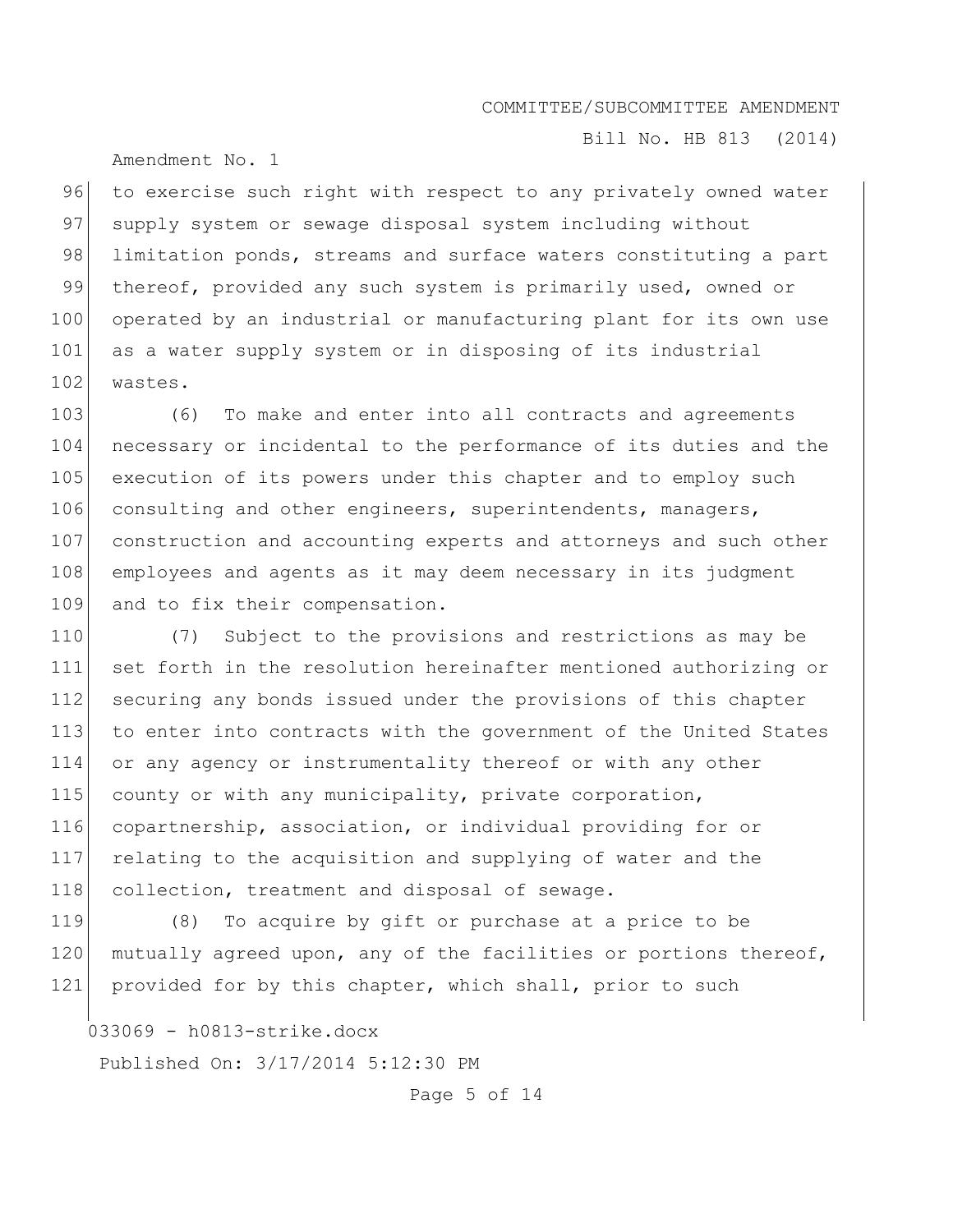to exercise such right with respect to any privately owned water supply system or sewage disposal system including without limitation ponds, streams and surface waters constituting a part thereof, provided any such system is primarily used, owned or operated by an industrial or manufacturing plant for its own use as a water supply system or in disposing of its industrial wastes.

(6) To make and enter into all contracts and agreements necessary or incidental to the performance of its duties and the execution of its powers under this chapter and to employ such consulting and other engineers, superintendents, managers, construction and accounting experts and attorneys and such other employees and agents as it may deem necessary in its judgment and to fix their compensation.

(7) Subject to the provisions and restrictions as may be set forth in the resolution hereinafter mentioned authorizing or securing any bonds issued under the provisions of this chapter to enter into contracts with the government of the United States or any agency or instrumentality thereof or with any other county or with any municipality, private corporation, copartnership, association, or individual providing for or relating to the acquisition and supplying of water and the collection, treatment and disposal of sewage.

(8) To acquire by gift or purchase at a price to be mutually agreed upon, any of the facilities or portions thereof, provided for by this chapter, which shall, prior to such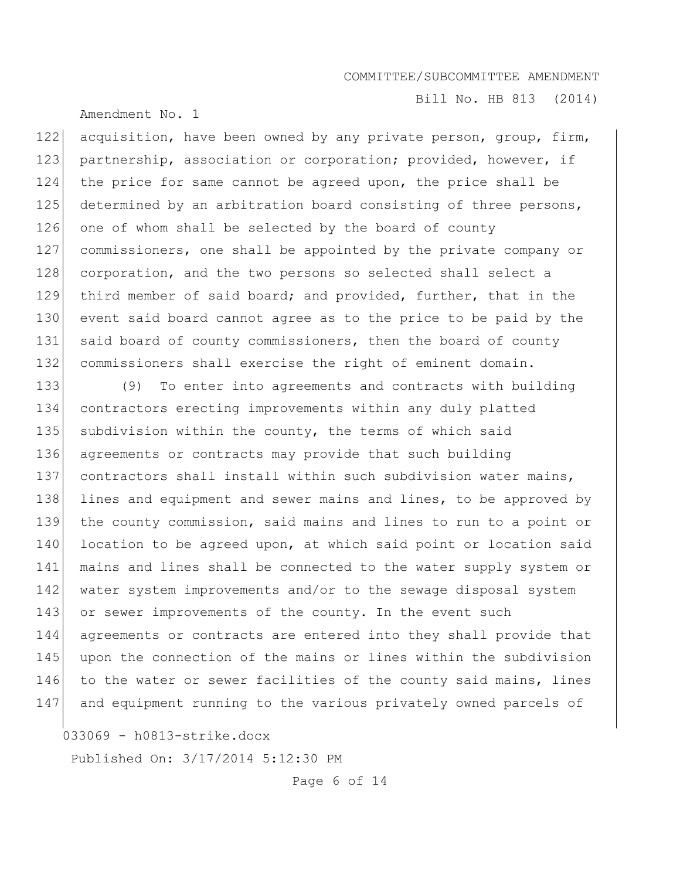acquisition, have been owned by any private person, group, firm, partnership, association or corporation; provided, however, if the price for same cannot be agreed upon, the price shall be determined by an arbitration board consisting of three persons, one of whom shall be selected by the board of county commissioners, one shall be appointed by the private company or corporation, and the two persons so selected shall select a third member of said board; and provided, further, that in the event said board cannot agree as to the price to be paid by the said board of county commissioners, then the board of county commissioners shall exercise the right of eminent domain.

(9) To enter into agreements and contracts with building contractors erecting improvements within any duly platted subdivision within the county, the terms of which said agreements or contracts may provide that such building contractors shall install within such subdivision water mains, lines and equipment and sewer mains and lines, to be approved by the county commission, said mains and lines to run to a point or location to be agreed upon, at which said point or location said mains and lines shall be connected to the water supply system or water system improvements and/or to the sewage disposal system or sewer improvements of the county. In the event such agreements or contracts are entered into they shall provide that upon the connection of the mains or lines within the subdivision to the water or sewer facilities of the county said mains, lines and equipment running to the various privately owned parcels of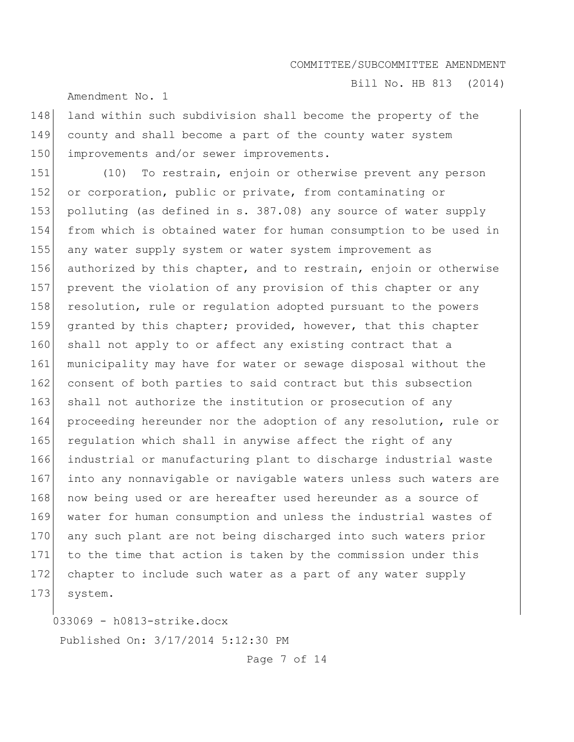land within such subdivision shall become the property of the county and shall become a part of the county water system improvements and/or sewer improvements.

(10) To restrain, enjoin or otherwise prevent any person or corporation, public or private, from contaminating or polluting (as defined in s. 387.08) any source of water supply from which is obtained water for human consumption to be used in any water supply system or water system improvement as authorized by this chapter, and to restrain, enjoin or otherwise prevent the violation of any provision of this chapter or any resolution, rule or regulation adopted pursuant to the powers granted by this chapter; provided, however, that this chapter shall not apply to or affect any existing contract that a municipality may have for water or sewage disposal without the consent of both parties to said contract but this subsection shall not authorize the institution or prosecution of any proceeding hereunder nor the adoption of any resolution, rule or regulation which shall in anywise affect the right of any industrial or manufacturing plant to discharge industrial waste into any nonnavigable or navigable waters unless such waters are now being used or are hereafter used hereunder as a source of water for human consumption and unless the industrial wastes of any such plant are not being discharged into such waters prior to the time that action is taken by the commission under this chapter to include such water as a part of any water supply system.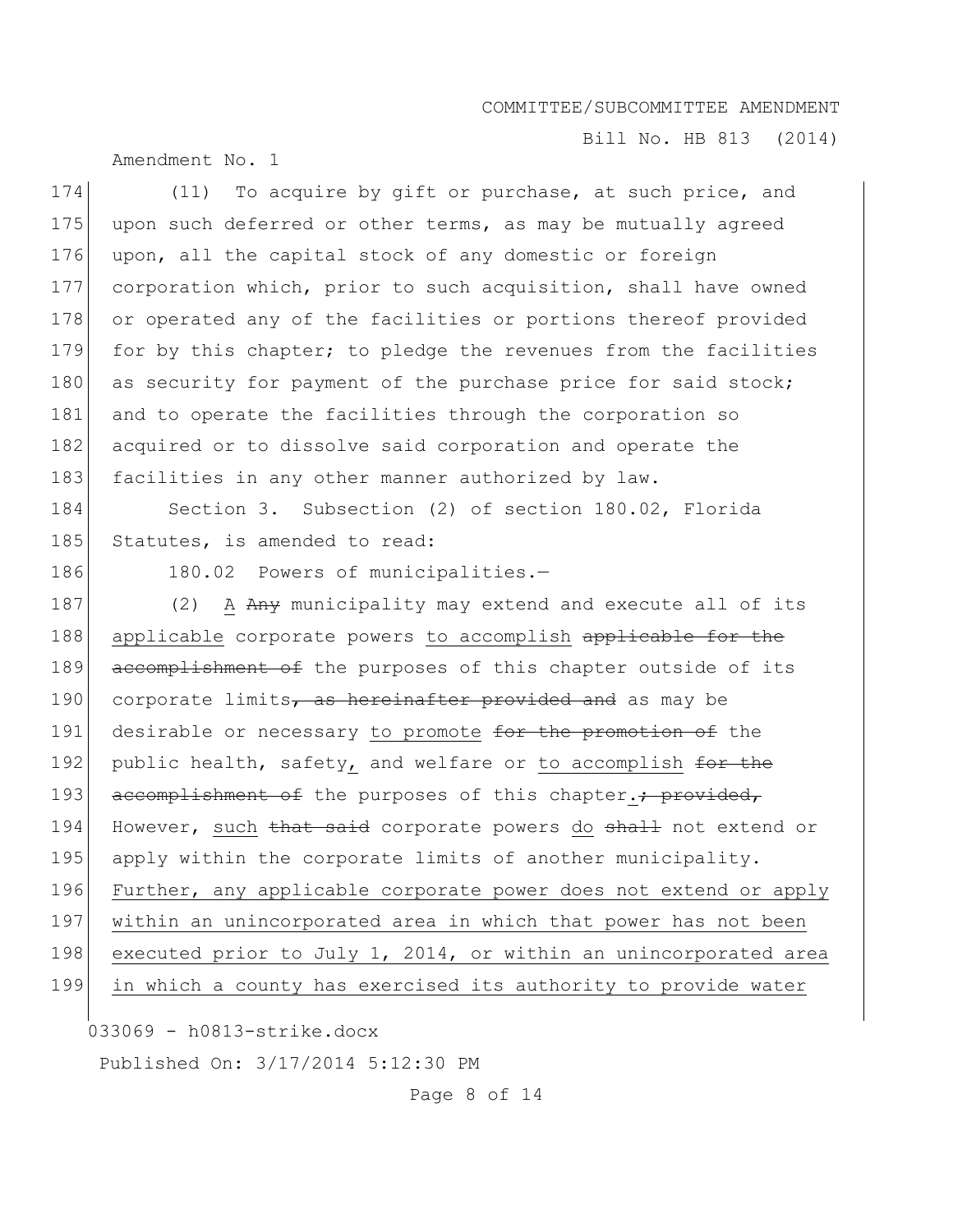(11) To acquire by gift or purchase, at such price, and upon such deferred or other terms, as may be mutually agreed upon, all the capital stock of any domestic or foreign corporation which, prior to such acquisition, shall have owned or operated any of the facilities or portions thereof provided for by this chapter; to pledge the revenues from the facilities as security for payment of the purchase price for said stock; and to operate the facilities through the corporation so acquired or to dissolve said corporation and operate the facilities in any other manner authorized by law.

Section 3. Subsection (2) of section 180.02, Florida Statutes, is amended to read:

180.02 Powers of municipalities.—

(2) A ~~Any~~ municipality may extend and execute all of its applicable corporate powers to accomplish ~~applicable for the accomplishment of~~ the purposes of this chapter outside of its corporate limits~~, as hereinafter provided and~~ as may be desirable or necessary to promote ~~for the promotion of~~ the public health, safety, and welfare or to accomplish ~~for the accomplishment of~~ the purposes of this chapter.~~; provided,~~ However, such ~~that said~~ corporate powers do ~~shall~~ not extend or apply within the corporate limits of another municipality. Further, any applicable corporate power does not extend or apply within an unincorporated area in which that power has not been executed prior to July 1, 2014, or within an unincorporated area in which a county has exercised its authority to provide water

033069 - h0813-strike.docx

Published On: 3/17/2014 5:12:30 PM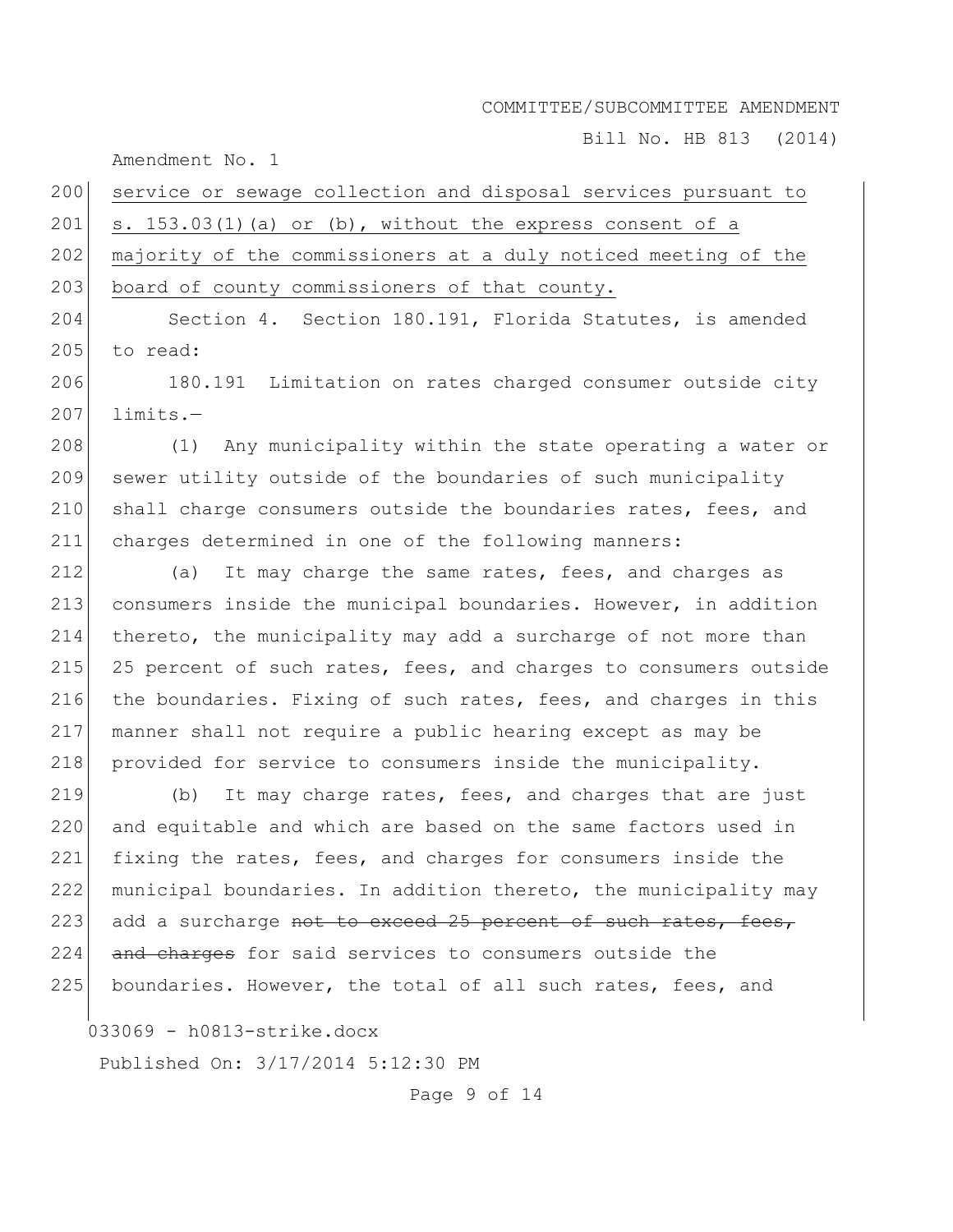Amendment No. 1

200 <u>service or sewage collection and disposal services pursuant to</u>
201 <u>s. 153.03(1)(a) or (b), without the express consent of a</u>
202 <u>majority of the commissioners at a duly noticed meeting of the</u>
203 <u>board of county commissioners of that county.</u>

204 Section 4. Section 180.191, Florida Statutes, is amended
205 to read:

206 180.191 Limitation on rates charged consumer outside city
207 limits.—

208 (1) Any municipality within the state operating a water or
209 sewer utility outside of the boundaries of such municipality
210 shall charge consumers outside the boundaries rates, fees, and
211 charges determined in one of the following manners:

212 (a) It may charge the same rates, fees, and charges as
213 consumers inside the municipal boundaries. However, in addition
214 thereto, the municipality may add a surcharge of not more than
215 25 percent of such rates, fees, and charges to consumers outside
216 the boundaries. Fixing of such rates, fees, and charges in this
217 manner shall not require a public hearing except as may be
218 provided for service to consumers inside the municipality.

219 (b) It may charge rates, fees, and charges that are just
220 and equitable and which are based on the same factors used in
221 fixing the rates, fees, and charges for consumers inside the
222 municipal boundaries. In addition thereto, the municipality may
223 add a surcharge ~~not to exceed 25 percent of such rates, fees,~~
224 ~~and charges~~ for said services to consumers outside the
225 boundaries. However, the total of all such rates, fees, and

033069 - h0813-strike.docx

Published On: 3/17/2014 5:12:30 PM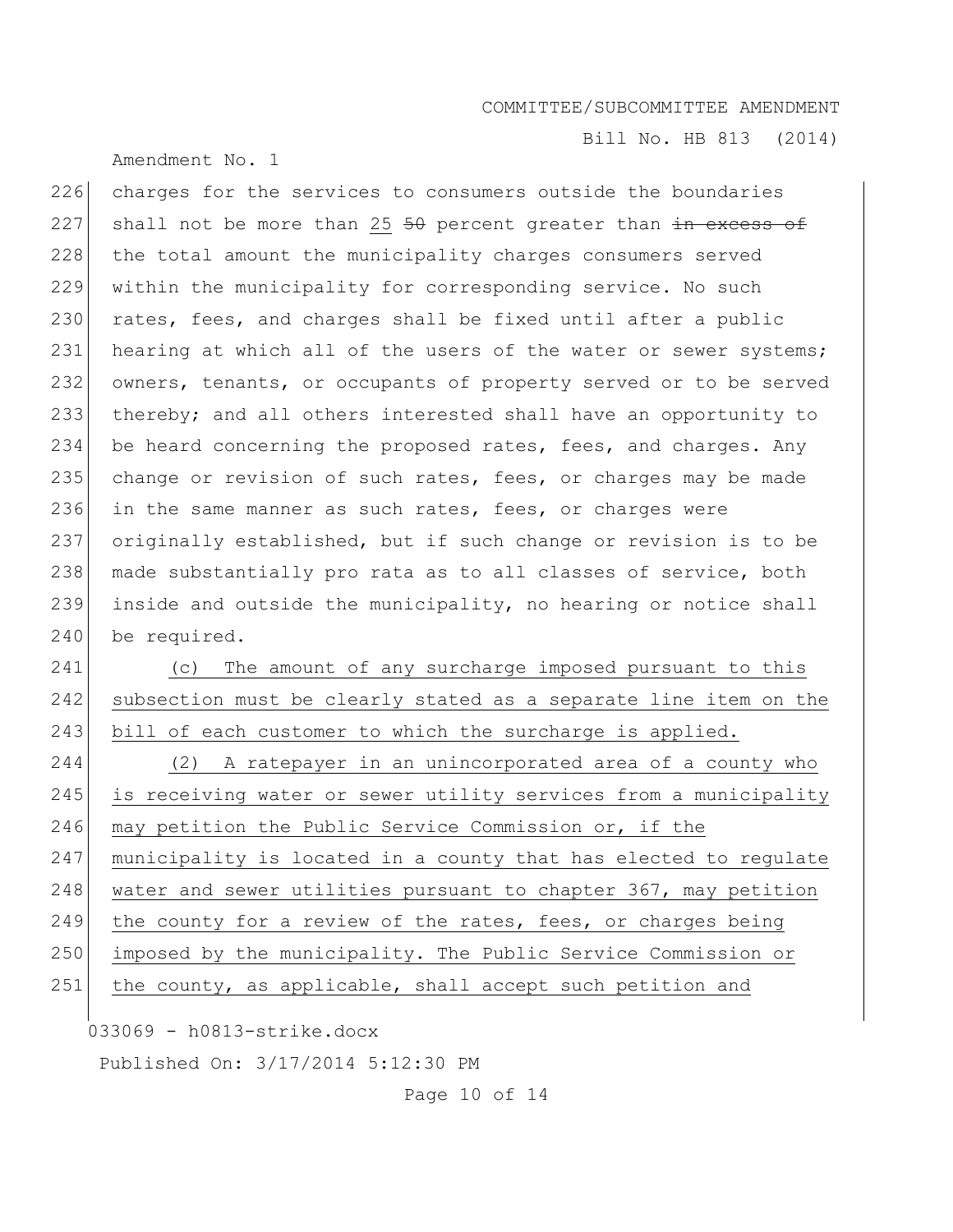charges for the services to consumers outside the boundaries shall not be more than 25 ~~50~~ percent greater than ~~in excess of~~ the total amount the municipality charges consumers served within the municipality for corresponding service. No such rates, fees, and charges shall be fixed until after a public hearing at which all of the users of the water or sewer systems; owners, tenants, or occupants of property served or to be served thereby; and all others interested shall have an opportunity to be heard concerning the proposed rates, fees, and charges. Any change or revision of such rates, fees, or charges may be made in the same manner as such rates, fees, or charges were originally established, but if such change or revision is to be made substantially pro rata as to all classes of service, both inside and outside the municipality, no hearing or notice shall be required.

(c) The amount of any surcharge imposed pursuant to this subsection must be clearly stated as a separate line item on the bill of each customer to which the surcharge is applied.

(2) A ratepayer in an unincorporated area of a county who is receiving water or sewer utility services from a municipality may petition the Public Service Commission or, if the municipality is located in a county that has elected to regulate water and sewer utilities pursuant to chapter 367, may petition the county for a review of the rates, fees, or charges being imposed by the municipality. The Public Service Commission or the county, as applicable, shall accept such petition and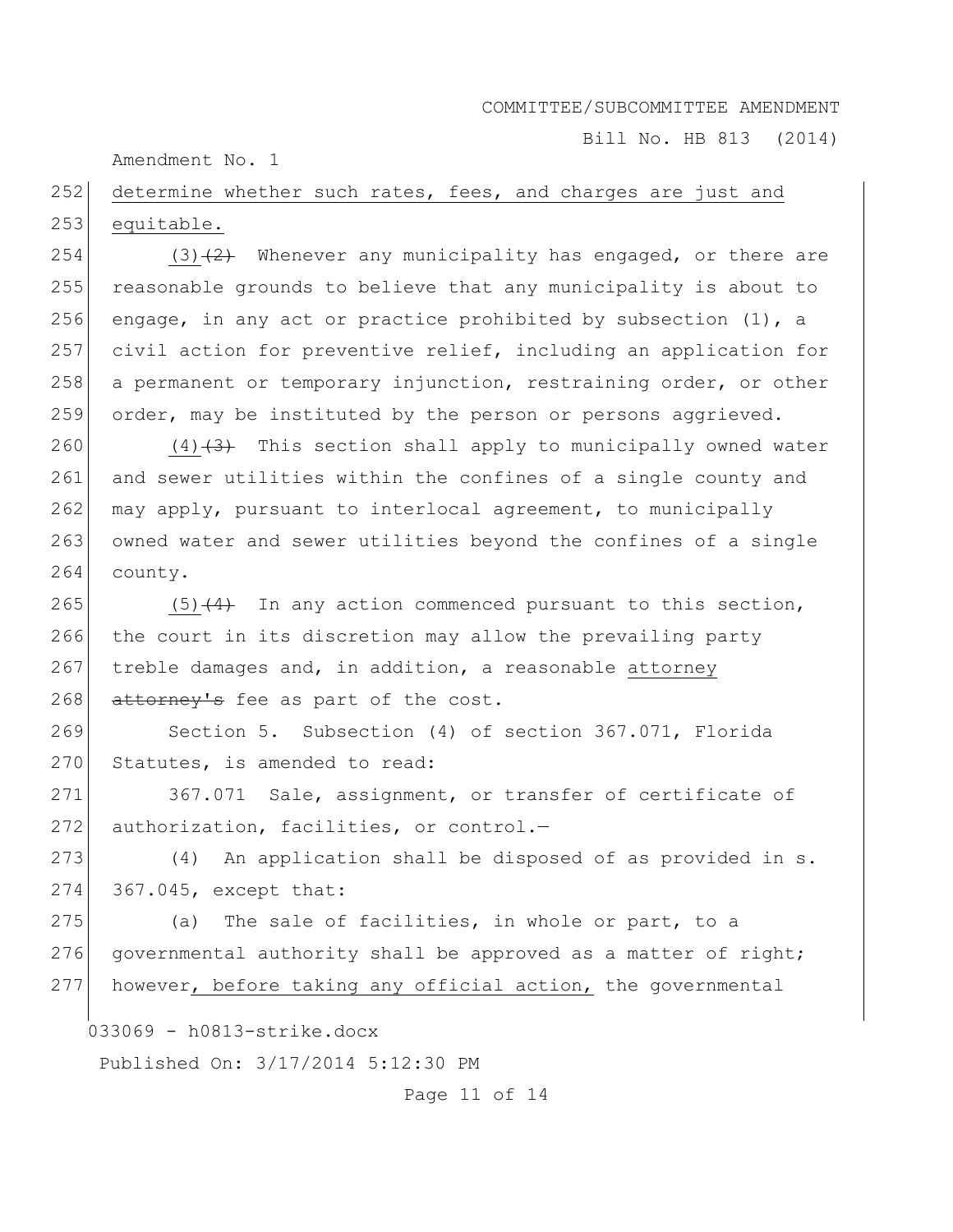determine whether such rates, fees, and charges are just and equitable.

(3) ~~(2)~~ Whenever any municipality has engaged, or there are reasonable grounds to believe that any municipality is about to engage, in any act or practice prohibited by subsection (1), a civil action for preventive relief, including an application for a permanent or temporary injunction, restraining order, or other order, may be instituted by the person or persons aggrieved.

(4) ~~(3)~~ This section shall apply to municipally owned water and sewer utilities within the confines of a single county and may apply, pursuant to interlocal agreement, to municipally owned water and sewer utilities beyond the confines of a single county.

(5) ~~(4)~~ In any action commenced pursuant to this section, the court in its discretion may allow the prevailing party treble damages and, in addition, a reasonable attorney ~~attorney's~~ fee as part of the cost.

Section 5. Subsection (4) of section 367.071, Florida Statutes, is amended to read:

367.071 Sale, assignment, or transfer of certificate of authorization, facilities, or control.—

(4) An application shall be disposed of as provided in s. 367.045, except that:

(a) The sale of facilities, in whole or part, to a governmental authority shall be approved as a matter of right; however, before taking any official action, the governmental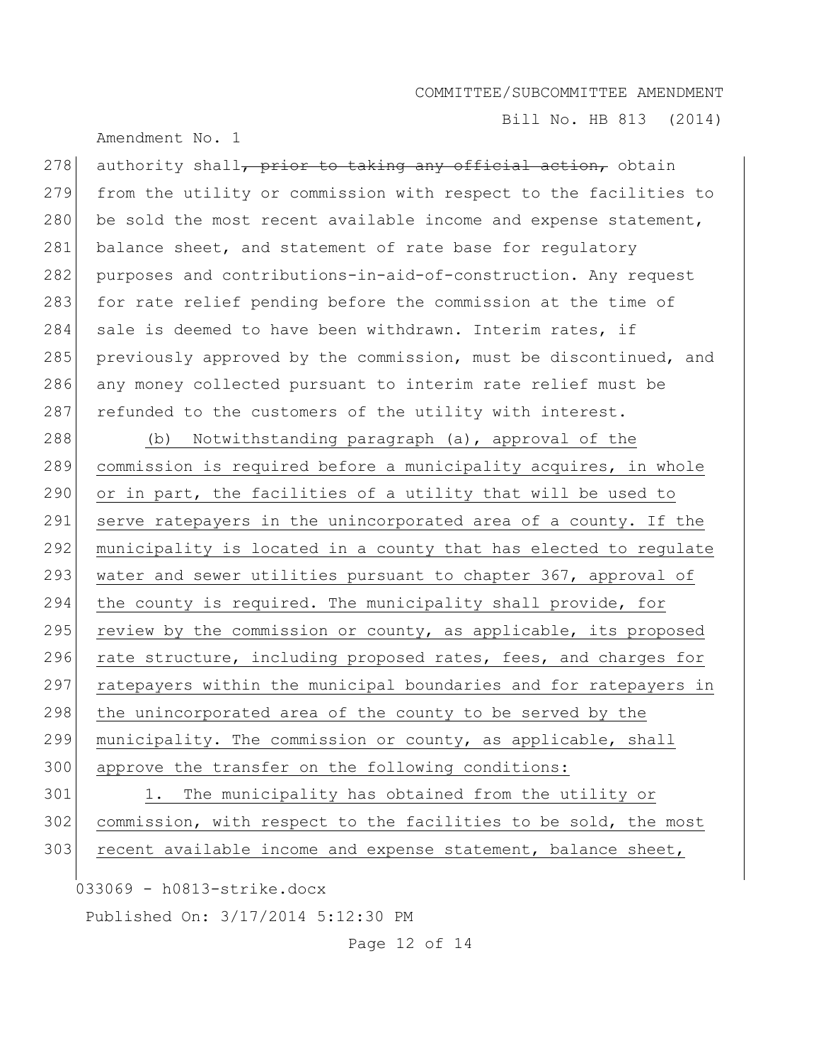authority shall~~, prior to taking any official action,~~ obtain from the utility or commission with respect to the facilities to be sold the most recent available income and expense statement, balance sheet, and statement of rate base for regulatory purposes and contributions-in-aid-of-construction. Any request for rate relief pending before the commission at the time of sale is deemed to have been withdrawn. Interim rates, if previously approved by the commission, must be discontinued, and any money collected pursuant to interim rate relief must be refunded to the customers of the utility with interest.

<u>(b) Notwithstanding paragraph (a), approval of the commission is required before a municipality acquires, in whole or in part, the facilities of a utility that will be used to serve ratepayers in the unincorporated area of a county. If the municipality is located in a county that has elected to regulate water and sewer utilities pursuant to chapter 367, approval of the county is required. The municipality shall provide, for review by the commission or county, as applicable, its proposed rate structure, including proposed rates, fees, and charges for ratepayers within the municipal boundaries and for ratepayers in the unincorporated area of the county to be served by the municipality. The commission or county, as applicable, shall approve the transfer on the following conditions:</u>

<u>1. The municipality has obtained from the utility or commission, with respect to the facilities to be sold, the most recent available income and expense statement, balance sheet,</u>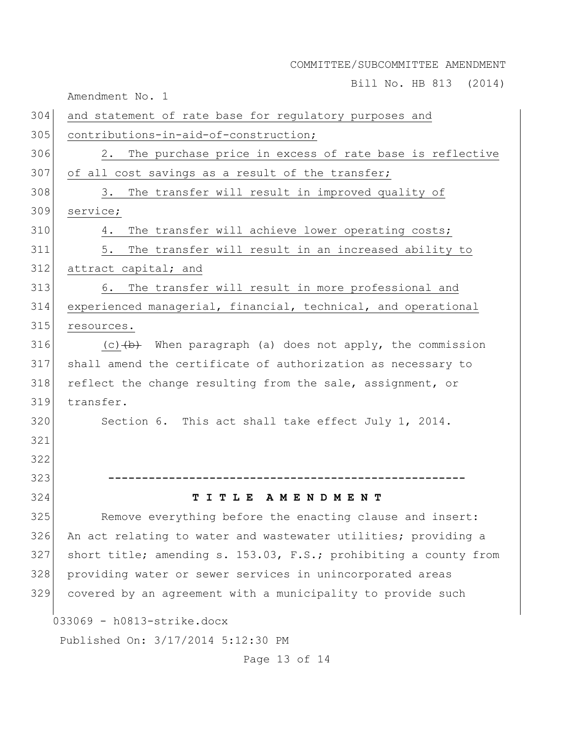and statement of rate base for regulatory purposes and contributions-in-aid-of-construction;

2. The purchase price in excess of rate base is reflective of all cost savings as a result of the transfer;

3. The transfer will result in improved quality of service;

4. The transfer will achieve lower operating costs;

5. The transfer will result in an increased ability to attract capital; and

6. The transfer will result in more professional and experienced managerial, financial, technical, and operational resources.

(c) ~~(b)~~ When paragraph (a) does not apply, the commission shall amend the certificate of authorization as necessary to reflect the change resulting from the sale, assignment, or transfer.

Section 6. This act shall take effect July 1, 2014.

-----------------------------------------------------

**T I T L E A M E N D M E N T**

Remove everything before the enacting clause and insert: An act relating to water and wastewater utilities; providing a short title; amending s. 153.03, F.S.; prohibiting a county from providing water or sewer services in unincorporated areas covered by an agreement with a municipality to provide such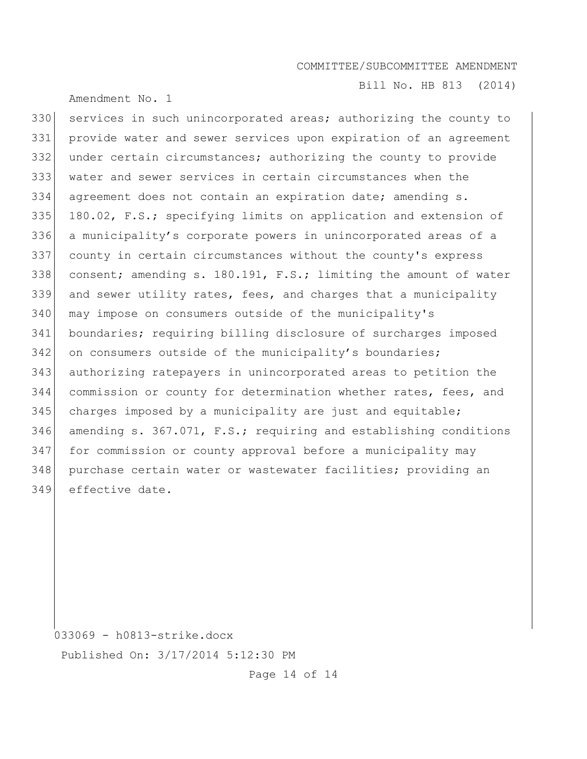services in such unincorporated areas; authorizing the county to provide water and sewer services upon expiration of an agreement under certain circumstances; authorizing the county to provide water and sewer services in certain circumstances when the agreement does not contain an expiration date; amending s. 180.02, F.S.; specifying limits on application and extension of a municipality's corporate powers in unincorporated areas of a county in certain circumstances without the county's express consent; amending s. 180.191, F.S.; limiting the amount of water and sewer utility rates, fees, and charges that a municipality may impose on consumers outside of the municipality's boundaries; requiring billing disclosure of surcharges imposed on consumers outside of the municipality's boundaries; authorizing ratepayers in unincorporated areas to petition the commission or county for determination whether rates, fees, and charges imposed by a municipality are just and equitable; amending s. 367.071, F.S.; requiring and establishing conditions for commission or county approval before a municipality may purchase certain water or wastewater facilities; providing an effective date.